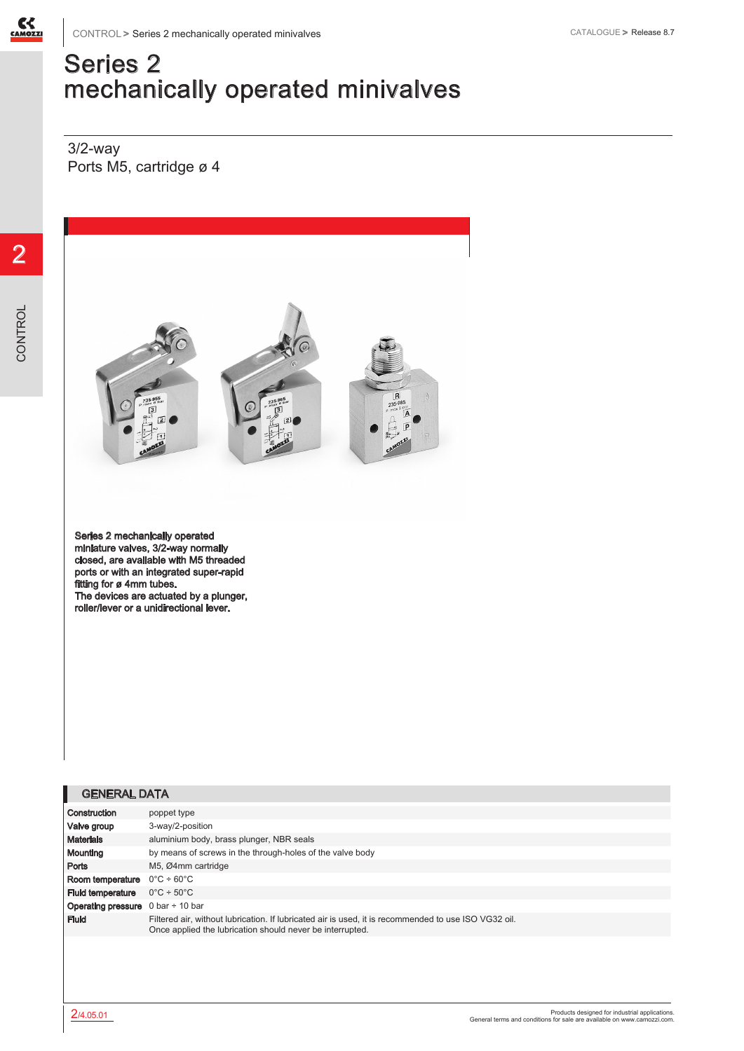# Series 2 mechanically operated minivalves

3/2-way
Ports M5, cartridge ø 4

**Series 2 mechanically operated miniature valves, 3/2-way normally closed, are available with M5 threaded ports or with an integrated super-rapid fitting for ø 4mm tubes.**
**The devices are actuated by a plunger, roller/lever or a unidirectional lever.**

## GENERAL DATA

| | |
|---|---|
| **Construction** | poppet type |
| **Valve group** | 3-way/2-position |
| **Materials** | aluminium body, brass plunger, NBR seals |
| **Mounting** | by means of screws in the through-holes of the valve body |
| **Ports** | M5, Ø4mm cartridge |
| **Room temperature** | 0°C ÷ 60°C |
| **Fluid temperature** | 0°C ÷ 50°C |
| **Operating pressure** | 0 bar ÷ 10 bar |
| **Fluid** | Filtered air, without lubrication. If lubricated air is used, it is recommended to use ISO VG32 oil. Once applied the lubrication should never be interrupted. |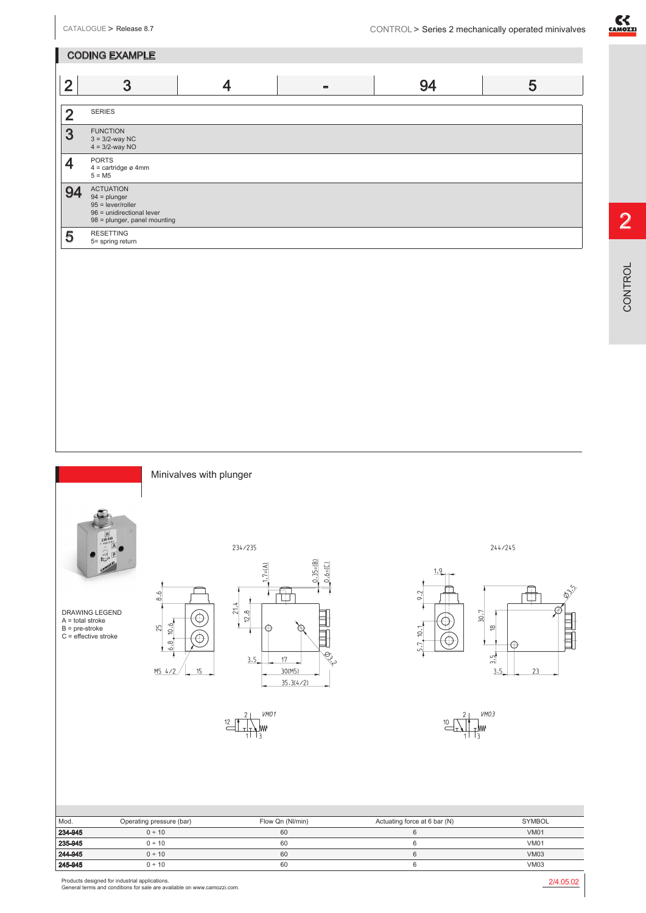## CODING EXAMPLE

| 2 | 3 | 4 | - | 94 | 5 |
|---|---|---|---|---|---|

| | |
|---|---|
| **2** | SERIES |
| **3** | FUNCTION<br>3 = 3/2-way NC<br>4 = 3/2-way NO |
| **4** | PORTS<br>4 = cartridge ø 4mm<br>5 = M5 |
| **94** | ACTUATION<br>94 = plunger<br>95 = lever/roller<br>96 = unidirectional lever<br>98 = plunger, panel mounting |
| **5** | RESETTING<br>5= spring return |

## Minivalves with plunger

DRAWING LEGEND
A = total stroke
B = pre-stroke
C = effective stroke

234/235

244/245

VM01

VM03

| Mod. | Operating pressure (bar) | Flow Qn (Nl/min) | Actuating force at 6 bar (N) | SYMBOL |
|---|---|---|---|---|
| **234-945** | 0 ÷ 10 | 60 | 6 | VM01 |
| **235-945** | 0 ÷ 10 | 60 | 6 | VM01 |
| **244-945** | 0 ÷ 10 | 60 | 6 | VM03 |
| **245-945** | 0 ÷ 10 | 60 | 6 | VM03 |

Products designed for industrial applications.
General terms and conditions for sale are available on www.camozzi.com.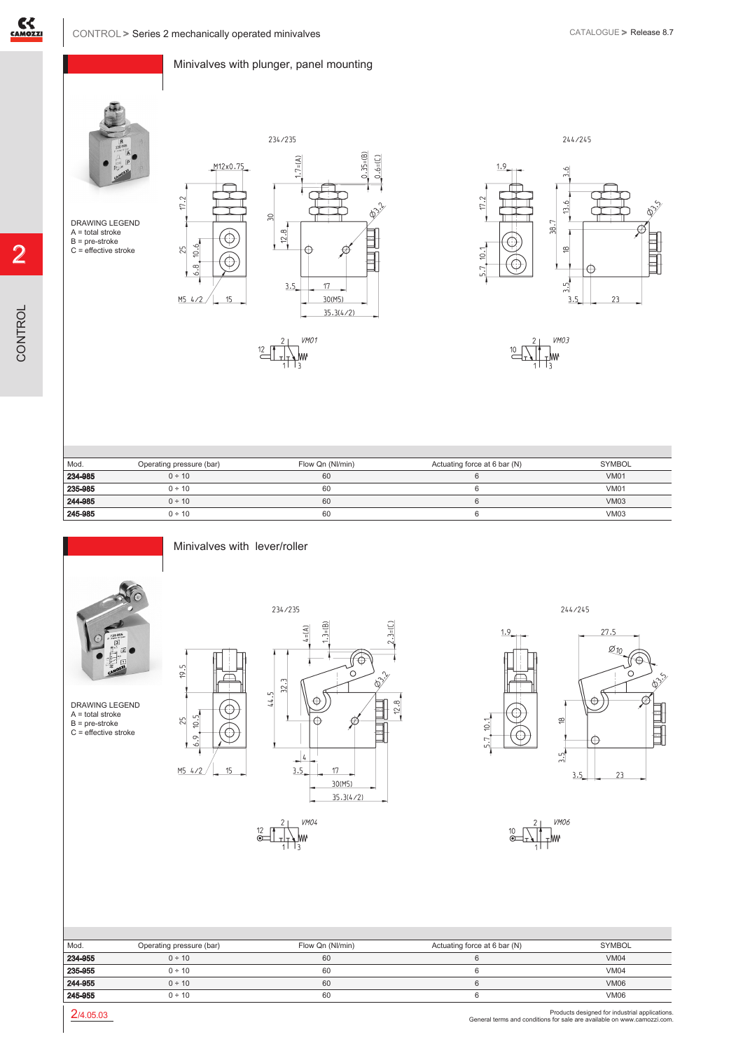## Minivalves with plunger, panel mounting

DRAWING LEGEND
A = total stroke
B = pre-stroke
C = effective stroke

234/235

244/245

M12x0.75
17.2
25
10.6
6.8
M5 4/2
15
1.7=(A)
0.35=(B)
0.6=(C)
Ø3.2
30
12.8
3.5
17
30(M5)
35.3(4/2)

1.9
17.2
10.1
5.7
3.6
13.6
38.7
18
3.5
Ø3.5
3.5
23

12 2 VM01 1 3

10 2 VM03 1 3

| Mod. | Operating pressure (bar) | Flow Qn (Nl/min) | Actuating force at 6 bar (N) | SYMBOL |
|---|---|---|---|---|
| 234-985 | 0 ÷ 10 | 60 | 6 | VM01 |
| 235-985 | 0 ÷ 10 | 60 | 6 | VM01 |
| 244-985 | 0 ÷ 10 | 60 | 6 | VM03 |
| 245-985 | 0 ÷ 10 | 60 | 6 | VM03 |

## Minivalves with lever/roller

DRAWING LEGEND
A = total stroke
B = pre-stroke
C = effective stroke

234/235

244/245

19.5
25
10.5
6.9
M5 4/2
15
4=(A)
1.3=(B)
2.3=(C)
Ø3.2
44.5
32.3
12.8
4
3.5
17
30(M5)
35.3(4/2)

1.9
10.1
5.7
27.5
Ø10
Ø3.5
18
3.5
3.5
23

12 2 VM04 1 3

10 2 VM06 1

| Mod. | Operating pressure (bar) | Flow Qn (Nl/min) | Actuating force at 6 bar (N) | SYMBOL |
|---|---|---|---|---|
| 234-955 | 0 ÷ 10 | 60 | 6 | VM04 |
| 235-955 | 0 ÷ 10 | 60 | 6 | VM04 |
| 244-955 | 0 ÷ 10 | 60 | 6 | VM06 |
| 245-955 | 0 ÷ 10 | 60 | 6 | VM06 |

Products designed for industrial applications.
General terms and conditions for sale are available on www.camozzi.com.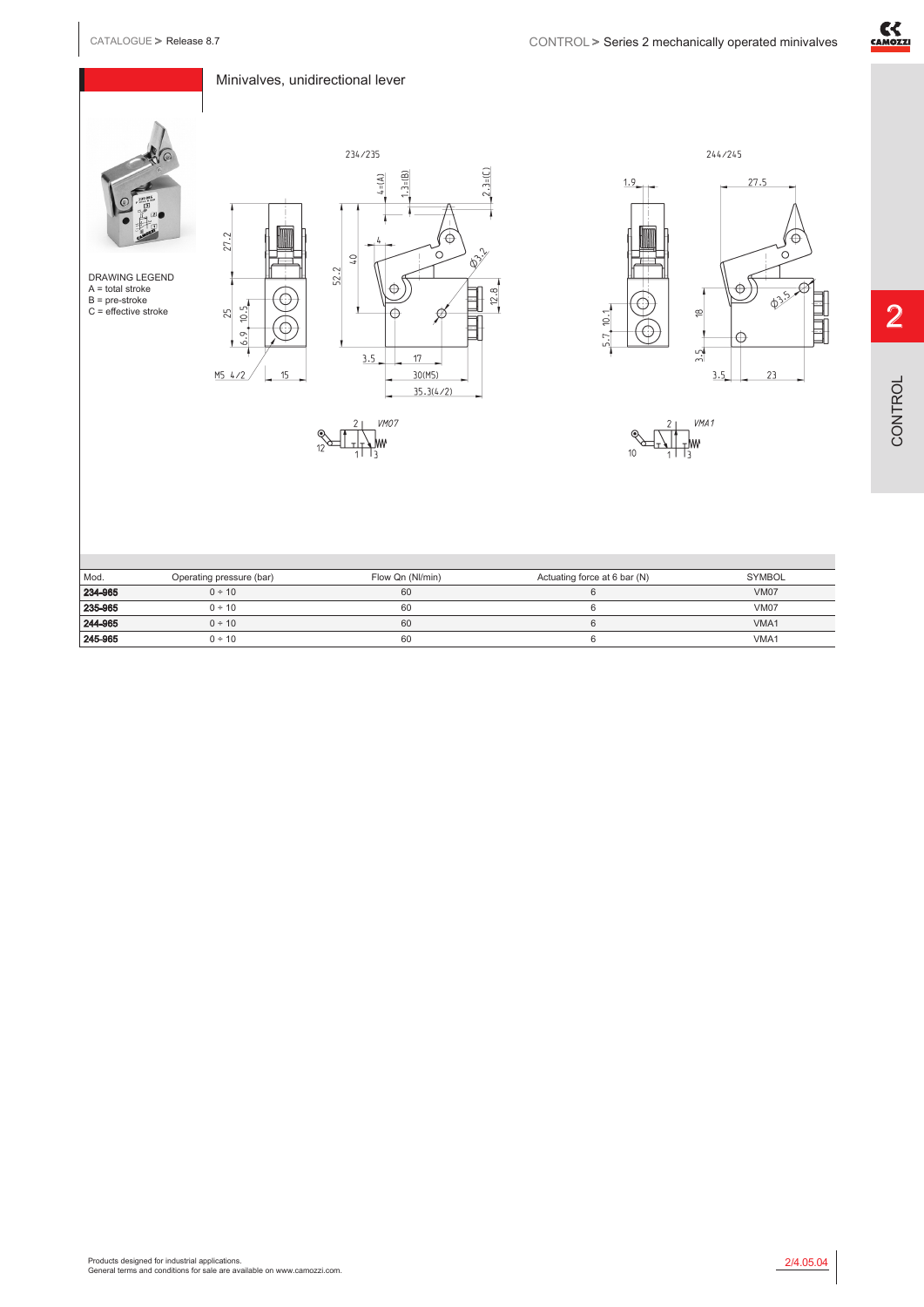## Minivalves, unidirectional lever

DRAWING LEGEND
A = total stroke
B = pre-stroke
C = effective stroke

234/235

244/245

VM07

VMA1

| Mod. | Operating pressure (bar) | Flow Qn (Nl/min) | Actuating force at 6 bar (N) | SYMBOL |
|---|---|---|---|---|
| 234-965 | 0 ÷ 10 | 60 | 6 | VM07 |
| 235-965 | 0 ÷ 10 | 60 | 6 | VM07 |
| 244-965 | 0 ÷ 10 | 60 | 6 | VMA1 |
| 245-965 | 0 ÷ 10 | 60 | 6 | VMA1 |